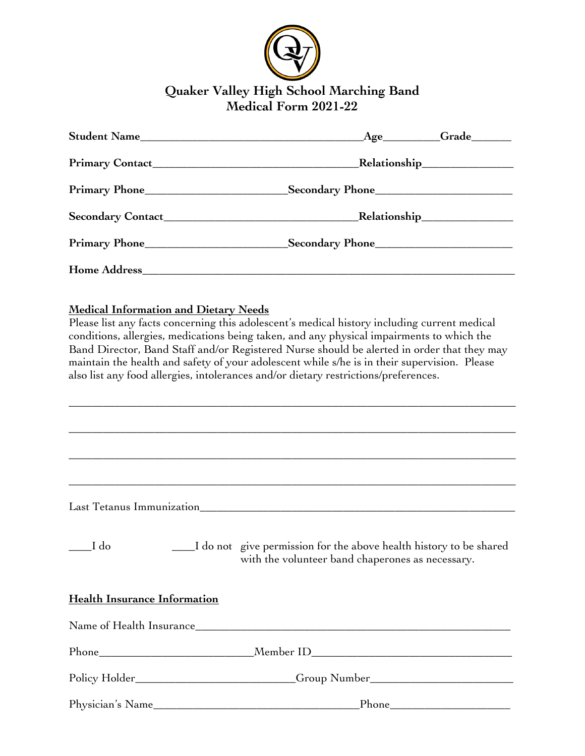# Quaker Valley High School Marching Band
## Medical Form 2021-22

**Student Name**______________________________________**Age**_________**Grade**______

**Primary Contact**__________________________________**Relationship**_______________

**Primary Phone**_______________________**Secondary Phone**______________________

**Secondary Contact**_______________________________**Relationship**_______________

**Primary Phone**_______________________**Secondary Phone**______________________

**Home Address**______________________________________________________________

**Medical Information and Dietary Needs**

Please list any facts concerning this adolescent's medical history including current medical conditions, allergies, medications being taken, and any physical impairments to which the Band Director, Band Staff and/or Registered Nurse should be alerted in order that they may maintain the health and safety of your adolescent while s/he is in their supervision. Please also list any food allergies, intolerances and/or dietary restrictions/preferences.

_____________________________________________________________________________

_____________________________________________________________________________

_____________________________________________________________________________

_____________________________________________________________________________

Last Tetanus Immunization______________________________________________________

____I do ____I do not give permission for the above health history to be shared with the volunteer band chaperones as necessary.

**Health Insurance Information**

Name of Health Insurance_______________________________________________________

Phone_________________________Member ID_________________________________

Policy Holder__________________________Group Number_______________________

Physician's Name__________________________________Phone___________________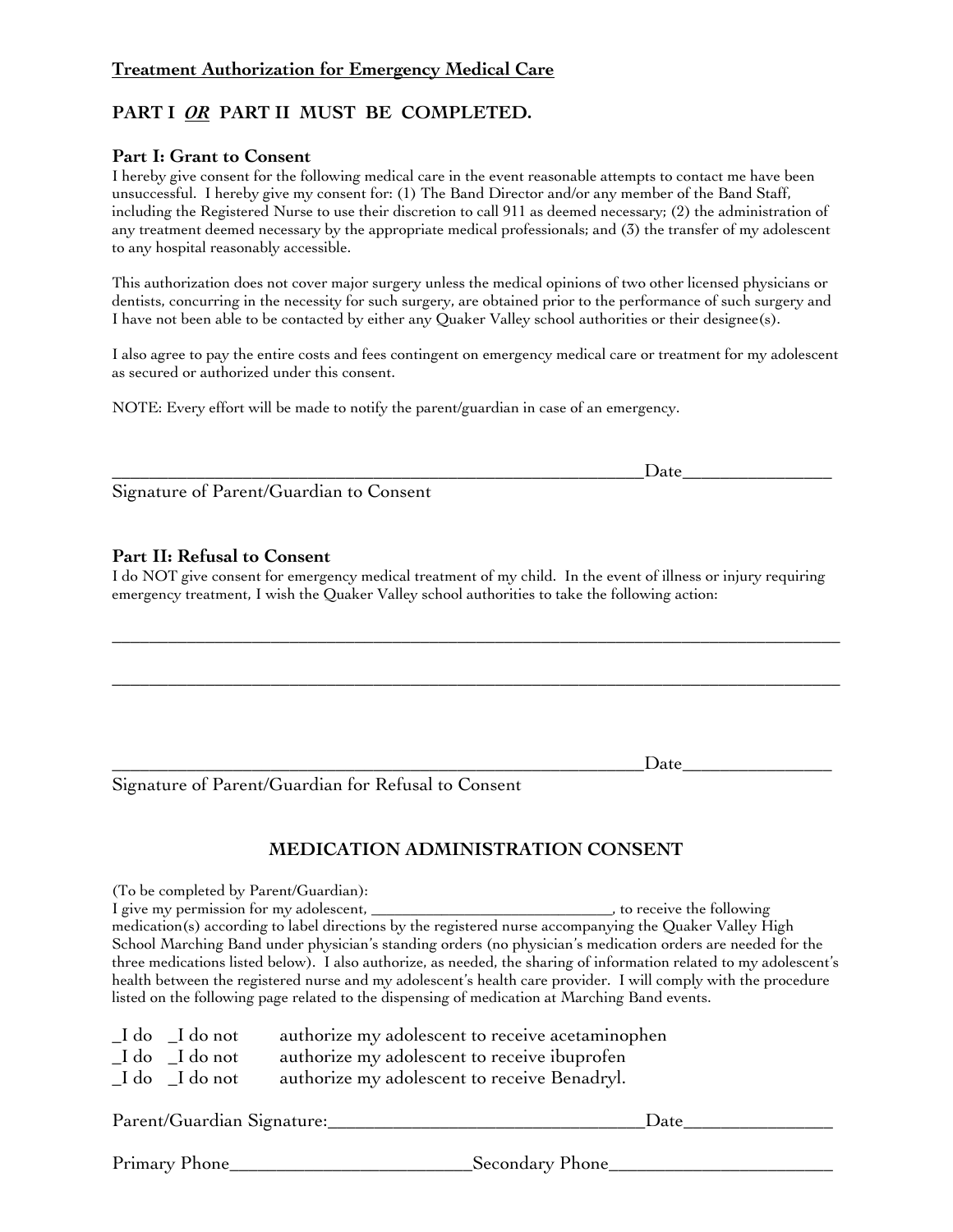**Treatment Authorization for Emergency Medical Care**

### PART I *OR* PART II MUST BE COMPLETED.

**Part I: Grant to Consent**

I hereby give consent for the following medical care in the event reasonable attempts to contact me have been unsuccessful. I hereby give my consent for: (1) The Band Director and/or any member of the Band Staff, including the Registered Nurse to use their discretion to call 911 as deemed necessary; (2) the administration of any treatment deemed necessary by the appropriate medical professionals; and (3) the transfer of my adolescent to any hospital reasonably accessible.

This authorization does not cover major surgery unless the medical opinions of two other licensed physicians or dentists, concurring in the necessity for such surgery, are obtained prior to the performance of such surgery and I have not been able to be contacted by either any Quaker Valley school authorities or their designee(s).

I also agree to pay the entire costs and fees contingent on emergency medical care or treatment for my adolescent as secured or authorized under this consent.

NOTE: Every effort will be made to notify the parent/guardian in case of an emergency.

_____________________________________________________________ Date________________

Signature of Parent/Guardian to Consent

**Part II: Refusal to Consent**

I do NOT give consent for emergency medical treatment of my child. In the event of illness or injury requiring emergency treatment, I wish the Quaker Valley school authorities to take the following action:

_____________________________________________________________________________________

_____________________________________________________________________________________

_____________________________________________________________ Date________________

Signature of Parent/Guardian for Refusal to Consent

### MEDICATION ADMINISTRATION CONSENT

(To be completed by Parent/Guardian):

I give my permission for my adolescent, _____________________________, to receive the following medication(s) according to label directions by the registered nurse accompanying the Quaker Valley High School Marching Band under physician's standing orders (no physician's medication orders are needed for the three medications listed below). I also authorize, as needed, the sharing of information related to my adolescent's health between the registered nurse and my adolescent's health care provider. I will comply with the procedure listed on the following page related to the dispensing of medication at Marching Band events.

_I do _I do not authorize my adolescent to receive acetaminophen

_I do _I do not authorize my adolescent to receive ibuprofen

_I do _I do not authorize my adolescent to receive Benadryl.

Parent/Guardian Signature:_________________________________Date_______________

Primary Phone_________________________Secondary Phone_______________________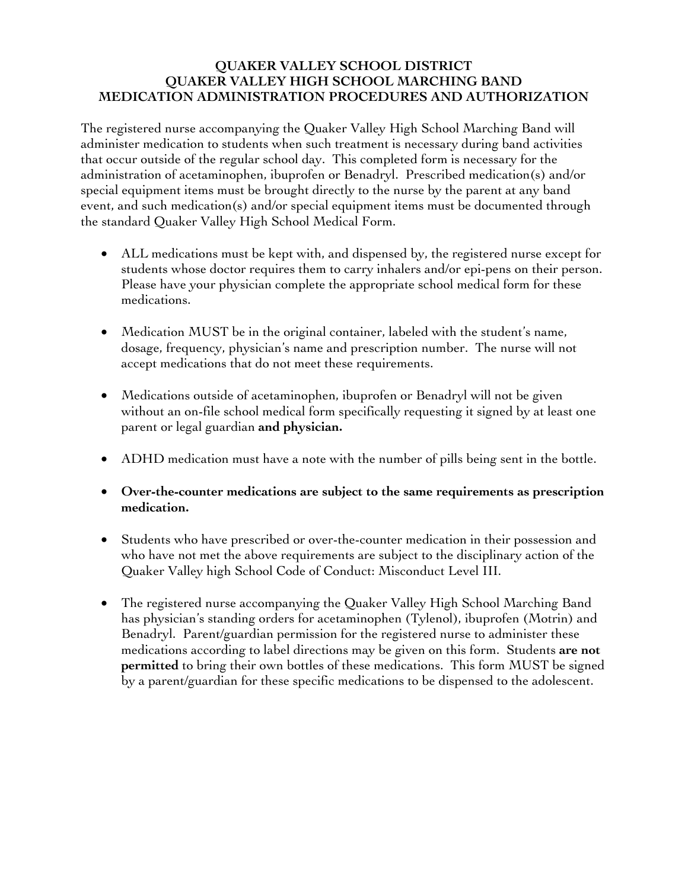# QUAKER VALLEY SCHOOL DISTRICT
# QUAKER VALLEY HIGH SCHOOL MARCHING BAND
# MEDICATION ADMINISTRATION PROCEDURES AND AUTHORIZATION

The registered nurse accompanying the Quaker Valley High School Marching Band will administer medication to students when such treatment is necessary during band activities that occur outside of the regular school day. This completed form is necessary for the administration of acetaminophen, ibuprofen or Benadryl. Prescribed medication(s) and/or special equipment items must be brought directly to the nurse by the parent at any band event, and such medication(s) and/or special equipment items must be documented through the standard Quaker Valley High School Medical Form.

- ALL medications must be kept with, and dispensed by, the registered nurse except for students whose doctor requires them to carry inhalers and/or epi-pens on their person. Please have your physician complete the appropriate school medical form for these medications.
- Medication MUST be in the original container, labeled with the student's name, dosage, frequency, physician's name and prescription number. The nurse will not accept medications that do not meet these requirements.
- Medications outside of acetaminophen, ibuprofen or Benadryl will not be given without an on-file school medical form specifically requesting it signed by at least one parent or legal guardian **and physician.**
- ADHD medication must have a note with the number of pills being sent in the bottle.
- **Over-the-counter medications are subject to the same requirements as prescription medication.**
- Students who have prescribed or over-the-counter medication in their possession and who have not met the above requirements are subject to the disciplinary action of the Quaker Valley high School Code of Conduct: Misconduct Level III.
- The registered nurse accompanying the Quaker Valley High School Marching Band has physician's standing orders for acetaminophen (Tylenol), ibuprofen (Motrin) and Benadryl. Parent/guardian permission for the registered nurse to administer these medications according to label directions may be given on this form. Students **are not permitted** to bring their own bottles of these medications. This form MUST be signed by a parent/guardian for these specific medications to be dispensed to the adolescent.